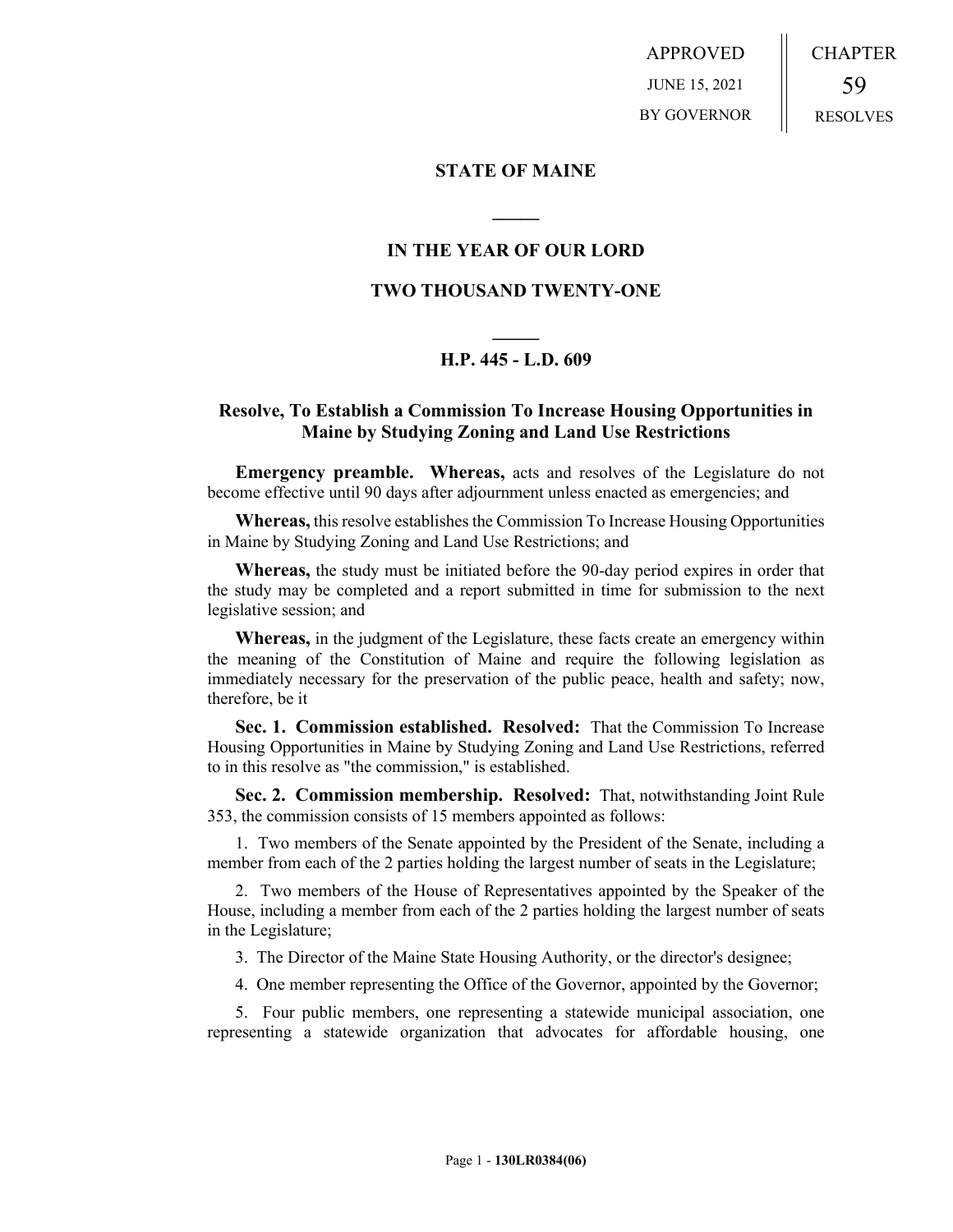APPROVED
JUNE 15, 2021
BY GOVERNOR

CHAPTER
59
RESOLVES

# STATE OF MAINE

## IN THE YEAR OF OUR LORD

## TWO THOUSAND TWENTY-ONE

### H.P. 445 - L.D. 609

### Resolve, To Establish a Commission To Increase Housing Opportunities in Maine by Studying Zoning and Land Use Restrictions

**Emergency preamble. Whereas,** acts and resolves of the Legislature do not become effective until 90 days after adjournment unless enacted as emergencies; and

**Whereas,** this resolve establishes the Commission To Increase Housing Opportunities in Maine by Studying Zoning and Land Use Restrictions; and

**Whereas,** the study must be initiated before the 90-day period expires in order that the study may be completed and a report submitted in time for submission to the next legislative session; and

**Whereas,** in the judgment of the Legislature, these facts create an emergency within the meaning of the Constitution of Maine and require the following legislation as immediately necessary for the preservation of the public peace, health and safety; now, therefore, be it

**Sec. 1. Commission established. Resolved:** That the Commission To Increase Housing Opportunities in Maine by Studying Zoning and Land Use Restrictions, referred to in this resolve as "the commission," is established.

**Sec. 2. Commission membership. Resolved:** That, notwithstanding Joint Rule 353, the commission consists of 15 members appointed as follows:

1. Two members of the Senate appointed by the President of the Senate, including a member from each of the 2 parties holding the largest number of seats in the Legislature;

2. Two members of the House of Representatives appointed by the Speaker of the House, including a member from each of the 2 parties holding the largest number of seats in the Legislature;

3. The Director of the Maine State Housing Authority, or the director's designee;

4. One member representing the Office of the Governor, appointed by the Governor;

5. Four public members, one representing a statewide municipal association, one representing a statewide organization that advocates for affordable housing, one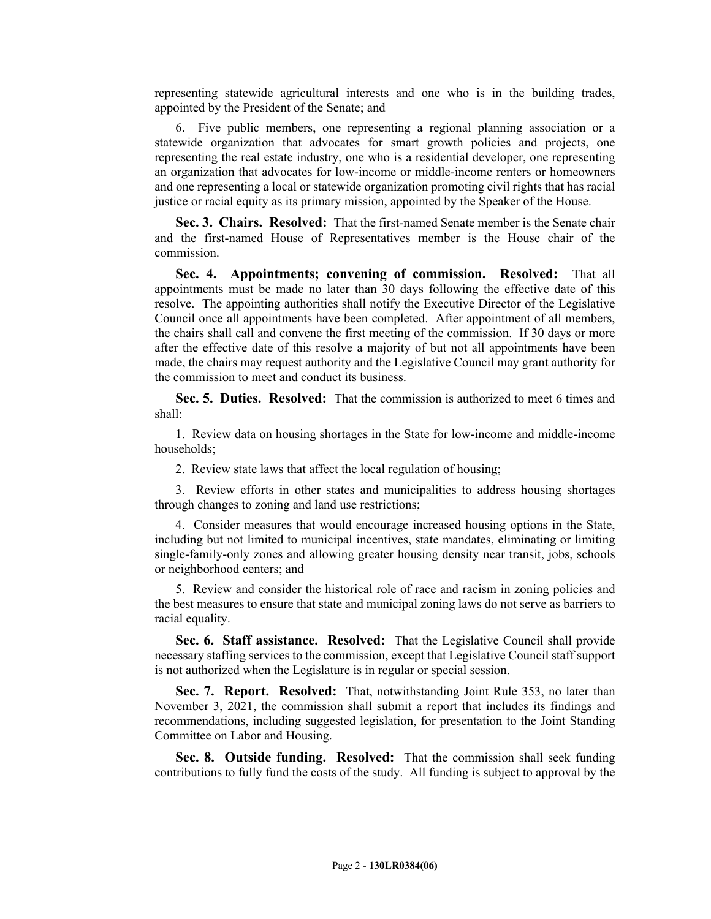representing statewide agricultural interests and one who is in the building trades, appointed by the President of the Senate; and

6. Five public members, one representing a regional planning association or a statewide organization that advocates for smart growth policies and projects, one representing the real estate industry, one who is a residential developer, one representing an organization that advocates for low-income or middle-income renters or homeowners and one representing a local or statewide organization promoting civil rights that has racial justice or racial equity as its primary mission, appointed by the Speaker of the House.

**Sec. 3. Chairs. Resolved:** That the first-named Senate member is the Senate chair and the first-named House of Representatives member is the House chair of the commission.

**Sec. 4. Appointments; convening of commission. Resolved:** That all appointments must be made no later than 30 days following the effective date of this resolve. The appointing authorities shall notify the Executive Director of the Legislative Council once all appointments have been completed. After appointment of all members, the chairs shall call and convene the first meeting of the commission. If 30 days or more after the effective date of this resolve a majority of but not all appointments have been made, the chairs may request authority and the Legislative Council may grant authority for the commission to meet and conduct its business.

**Sec. 5. Duties. Resolved:** That the commission is authorized to meet 6 times and shall:

1. Review data on housing shortages in the State for low-income and middle-income households;

2. Review state laws that affect the local regulation of housing;

3. Review efforts in other states and municipalities to address housing shortages through changes to zoning and land use restrictions;

4. Consider measures that would encourage increased housing options in the State, including but not limited to municipal incentives, state mandates, eliminating or limiting single-family-only zones and allowing greater housing density near transit, jobs, schools or neighborhood centers; and

5. Review and consider the historical role of race and racism in zoning policies and the best measures to ensure that state and municipal zoning laws do not serve as barriers to racial equality.

**Sec. 6. Staff assistance. Resolved:** That the Legislative Council shall provide necessary staffing services to the commission, except that Legislative Council staff support is not authorized when the Legislature is in regular or special session.

**Sec. 7. Report. Resolved:** That, notwithstanding Joint Rule 353, no later than November 3, 2021, the commission shall submit a report that includes its findings and recommendations, including suggested legislation, for presentation to the Joint Standing Committee on Labor and Housing.

**Sec. 8. Outside funding. Resolved:** That the commission shall seek funding contributions to fully fund the costs of the study. All funding is subject to approval by the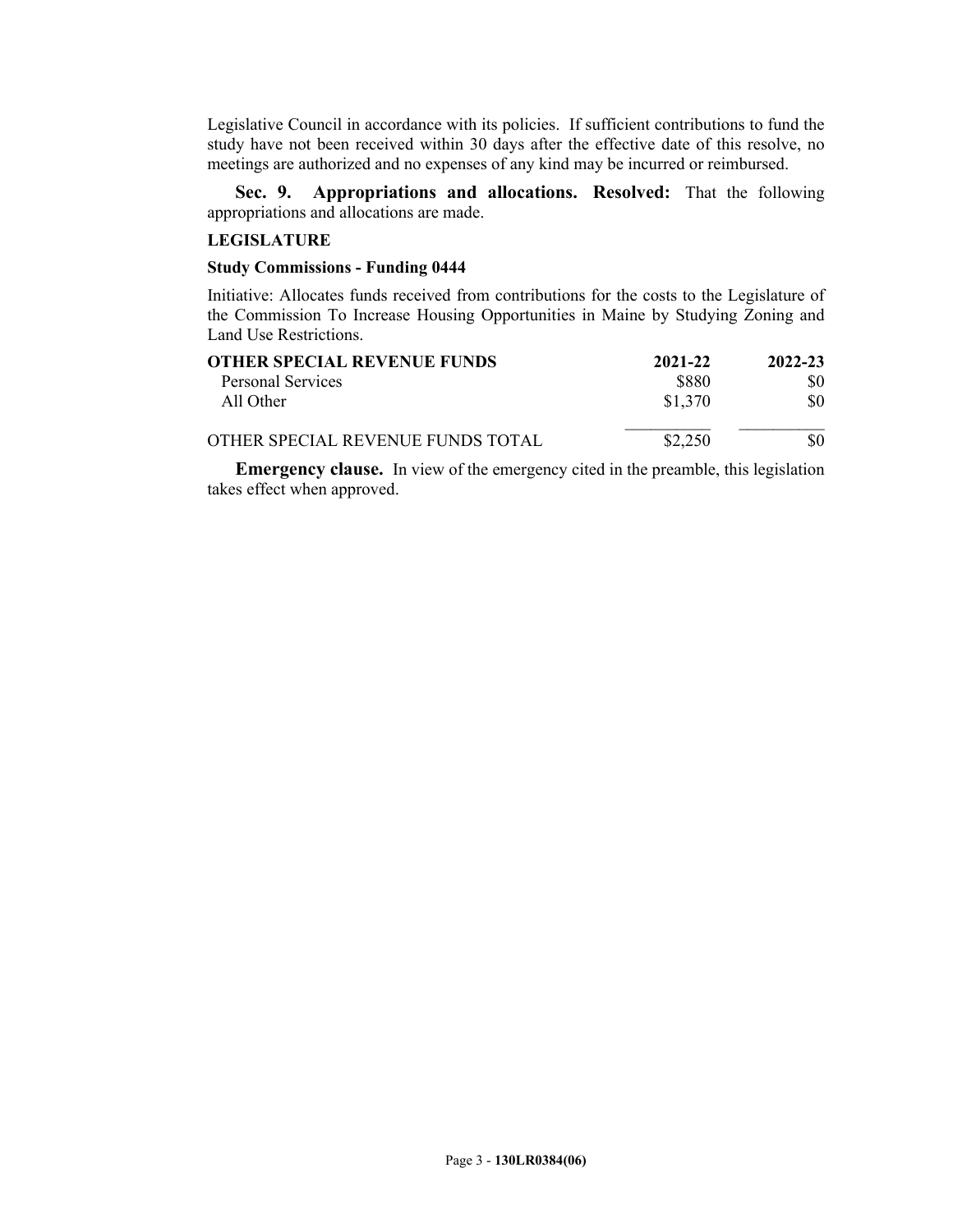Legislative Council in accordance with its policies. If sufficient contributions to fund the study have not been received within 30 days after the effective date of this resolve, no meetings are authorized and no expenses of any kind may be incurred or reimbursed.

**Sec. 9. Appropriations and allocations. Resolved:** That the following appropriations and allocations are made.

**LEGISLATURE**

**Study Commissions - Funding 0444**

Initiative: Allocates funds received from contributions for the costs to the Legislature of the Commission To Increase Housing Opportunities in Maine by Studying Zoning and Land Use Restrictions.

| **OTHER SPECIAL REVENUE FUNDS** | **2021-22** | **2022-23** |
|---|---|---|
| Personal Services | $880 | $0 |
| All Other | $1,370 | $0 |
| OTHER SPECIAL REVENUE FUNDS TOTAL | $2,250 | $0 |

**Emergency clause.** In view of the emergency cited in the preamble, this legislation takes effect when approved.